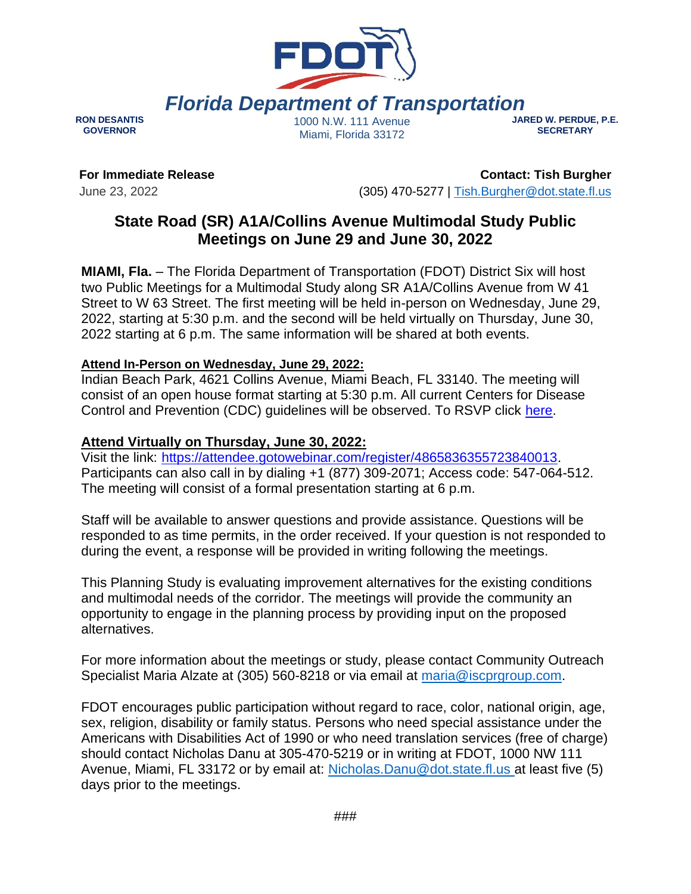FDOT

*Florida Department of Transportation*

**RON DESANTIS**
**GOVERNOR**

1000 N.W. 111 Avenue
Miami, Florida 33172

**JARED W. PERDUE, P.E.**
**SECRETARY**

**For Immediate Release**
June 23, 2022

**Contact: Tish Burgher**
(305) 470-5277 | Tish.Burgher@dot.state.fl.us

## State Road (SR) A1A/Collins Avenue Multimodal Study Public Meetings on June 29 and June 30, 2022

**MIAMI, Fla.** – The Florida Department of Transportation (FDOT) District Six will host two Public Meetings for a Multimodal Study along SR A1A/Collins Avenue from W 41 Street to W 63 Street. The first meeting will be held in-person on Wednesday, June 29, 2022, starting at 5:30 p.m. and the second will be held virtually on Thursday, June 30, 2022 starting at 6 p.m. The same information will be shared at both events.

**Attend In-Person on Wednesday, June 29, 2022:**
Indian Beach Park, 4621 Collins Avenue, Miami Beach, FL 33140. The meeting will consist of an open house format starting at 5:30 p.m. All current Centers for Disease Control and Prevention (CDC) guidelines will be observed. To RSVP click here.

**Attend Virtually on Thursday, June 30, 2022:**
Visit the link: https://attendee.gotowebinar.com/register/4865836355723840013. Participants can also call in by dialing +1 (877) 309-2071; Access code: 547-064-512. The meeting will consist of a formal presentation starting at 6 p.m.

Staff will be available to answer questions and provide assistance. Questions will be responded to as time permits, in the order received. If your question is not responded to during the event, a response will be provided in writing following the meetings.

This Planning Study is evaluating improvement alternatives for the existing conditions and multimodal needs of the corridor. The meetings will provide the community an opportunity to engage in the planning process by providing input on the proposed alternatives.

For more information about the meetings or study, please contact Community Outreach Specialist Maria Alzate at (305) 560-8218 or via email at maria@iscprgroup.com.

FDOT encourages public participation without regard to race, color, national origin, age, sex, religion, disability or family status. Persons who need special assistance under the Americans with Disabilities Act of 1990 or who need translation services (free of charge) should contact Nicholas Danu at 305-470-5219 or in writing at FDOT, 1000 NW 111 Avenue, Miami, FL 33172 or by email at: Nicholas.Danu@dot.state.fl.us at least five (5) days prior to the meetings.

###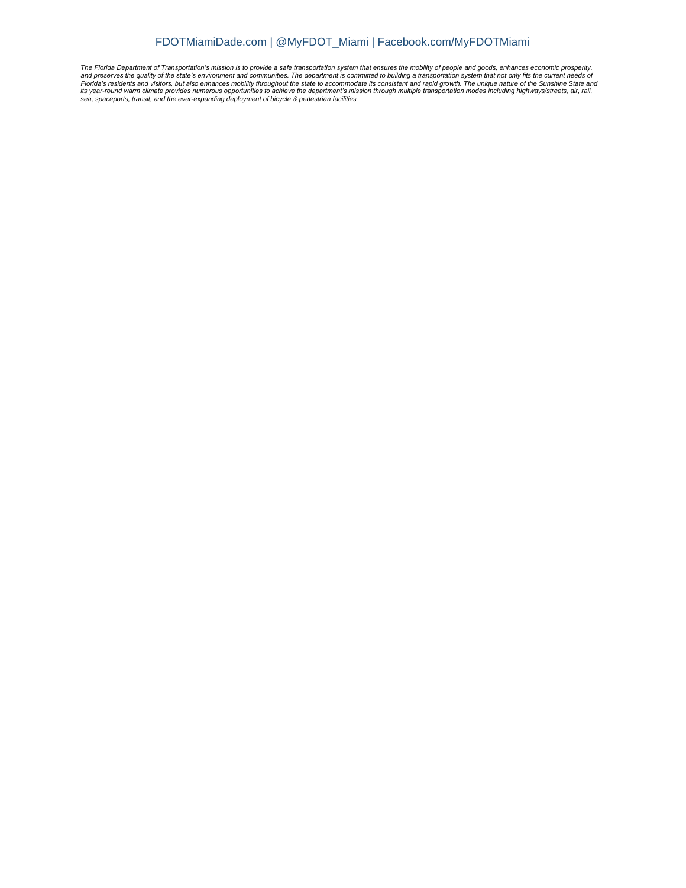FDOTMiamiDade.com | @MyFDOT_Miami | Facebook.com/MyFDOTMiami

*The Florida Department of Transportation's mission is to provide a safe transportation system that ensures the mobility of people and goods, enhances economic prosperity, and preserves the quality of the state's environment and communities. The department is committed to building a transportation system that not only fits the current needs of Florida's residents and visitors, but also enhances mobility throughout the state to accommodate its consistent and rapid growth. The unique nature of the Sunshine State and its year-round warm climate provides numerous opportunities to achieve the department's mission through multiple transportation modes including highways/streets, air, rail, sea, spaceports, transit, and the ever-expanding deployment of bicycle & pedestrian facilities*